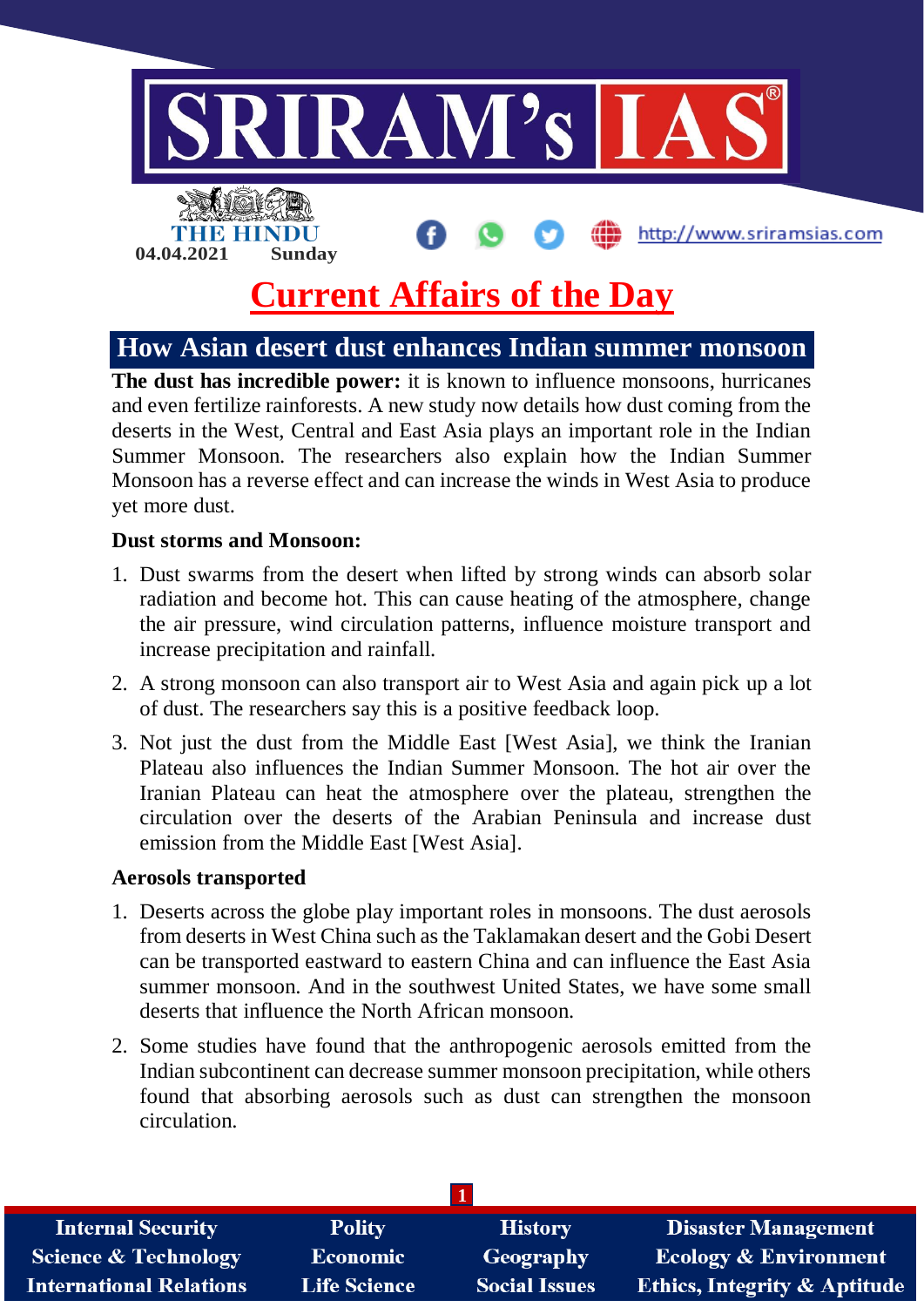04.04.2021 Sunday

# Current Affairs of the Day

## How Asian desert dust enhances Indian summer monsoon

**The dust has incredible power:** it is known to influence monsoons, hurricanes and even fertilize rainforests. A new study now details how dust coming from the deserts in the West, Central and East Asia plays an important role in the Indian Summer Monsoon. The researchers also explain how the Indian Summer Monsoon has a reverse effect and can increase the winds in West Asia to produce yet more dust.

**Dust storms and Monsoon:**

1. Dust swarms from the desert when lifted by strong winds can absorb solar radiation and become hot. This can cause heating of the atmosphere, change the air pressure, wind circulation patterns, influence moisture transport and increase precipitation and rainfall.
2. A strong monsoon can also transport air to West Asia and again pick up a lot of dust. The researchers say this is a positive feedback loop.
3. Not just the dust from the Middle East [West Asia], we think the Iranian Plateau also influences the Indian Summer Monsoon. The hot air over the Iranian Plateau can heat the atmosphere over the plateau, strengthen the circulation over the deserts of the Arabian Peninsula and increase dust emission from the Middle East [West Asia].

**Aerosols transported**

1. Deserts across the globe play important roles in monsoons. The dust aerosols from deserts in West China such as the Taklamakan desert and the Gobi Desert can be transported eastward to eastern China and can influence the East Asia summer monsoon. And in the southwest United States, we have some small deserts that influence the North African monsoon.
2. Some studies have found that the anthropogenic aerosols emitted from the Indian subcontinent can decrease summer monsoon precipitation, while others found that absorbing aerosols such as dust can strengthen the monsoon circulation.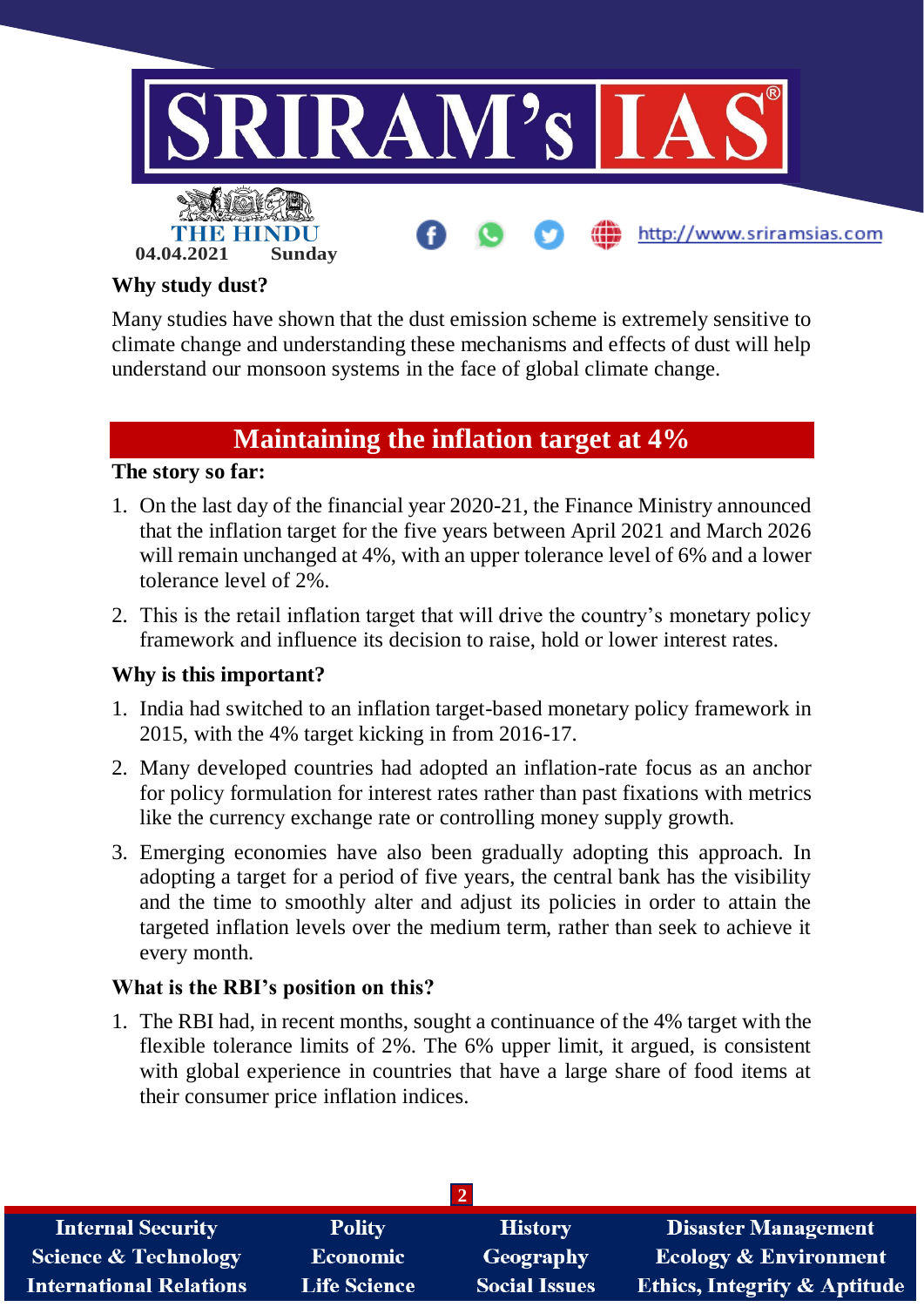**Why study dust?**

Many studies have shown that the dust emission scheme is extremely sensitive to climate change and understanding these mechanisms and effects of dust will help understand our monsoon systems in the face of global climate change.

## Maintaining the inflation target at 4%

**The story so far:**

1. On the last day of the financial year 2020-21, the Finance Ministry announced that the inflation target for the five years between April 2021 and March 2026 will remain unchanged at 4%, with an upper tolerance level of 6% and a lower tolerance level of 2%.
2. This is the retail inflation target that will drive the country's monetary policy framework and influence its decision to raise, hold or lower interest rates.

**Why is this important?**

1. India had switched to an inflation target-based monetary policy framework in 2015, with the 4% target kicking in from 2016-17.
2. Many developed countries had adopted an inflation-rate focus as an anchor for policy formulation for interest rates rather than past fixations with metrics like the currency exchange rate or controlling money supply growth.
3. Emerging economies have also been gradually adopting this approach. In adopting a target for a period of five years, the central bank has the visibility and the time to smoothly alter and adjust its policies in order to attain the targeted inflation levels over the medium term, rather than seek to achieve it every month.

**What is the RBI's position on this?**

1. The RBI had, in recent months, sought a continuance of the 4% target with the flexible tolerance limits of 2%. The 6% upper limit, it argued, is consistent with global experience in countries that have a large share of food items at their consumer price inflation indices.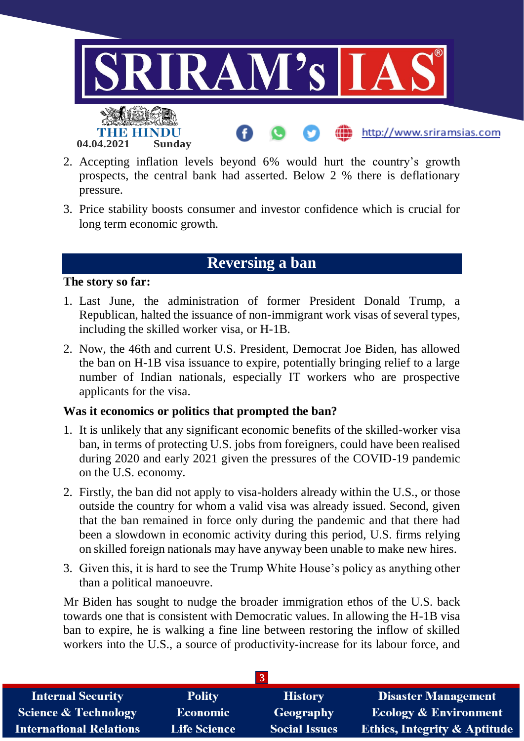2. Accepting inflation levels beyond 6% would hurt the country's growth prospects, the central bank had asserted. Below 2 % there is deflationary pressure.
3. Price stability boosts consumer and investor confidence which is crucial for long term economic growth.

## Reversing a ban

**The story so far:**

1. Last June, the administration of former President Donald Trump, a Republican, halted the issuance of non-immigrant work visas of several types, including the skilled worker visa, or H-1B.
2. Now, the 46th and current U.S. President, Democrat Joe Biden, has allowed the ban on H-1B visa issuance to expire, potentially bringing relief to a large number of Indian nationals, especially IT workers who are prospective applicants for the visa.

**Was it economics or politics that prompted the ban?**

1. It is unlikely that any significant economic benefits of the skilled-worker visa ban, in terms of protecting U.S. jobs from foreigners, could have been realised during 2020 and early 2021 given the pressures of the COVID-19 pandemic on the U.S. economy.
2. Firstly, the ban did not apply to visa-holders already within the U.S., or those outside the country for whom a valid visa was already issued. Second, given that the ban remained in force only during the pandemic and that there had been a slowdown in economic activity during this period, U.S. firms relying on skilled foreign nationals may have anyway been unable to make new hires.
3. Given this, it is hard to see the Trump White House's policy as anything other than a political manoeuvre.

Mr Biden has sought to nudge the broader immigration ethos of the U.S. back towards one that is consistent with Democratic values. In allowing the H-1B visa ban to expire, he is walking a fine line between restoring the inflow of skilled workers into the U.S., a source of productivity-increase for its labour force, and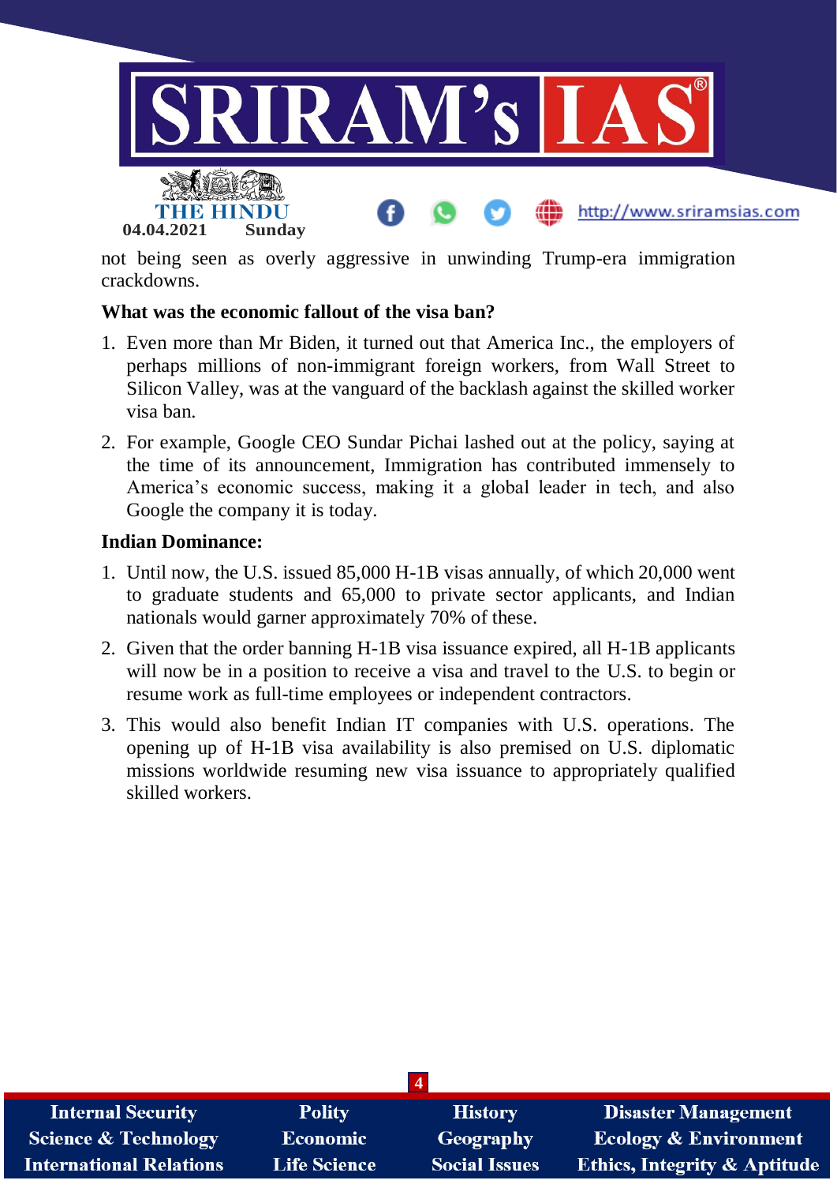not being seen as overly aggressive in unwinding Trump-era immigration crackdowns.

**What was the economic fallout of the visa ban?**

1. Even more than Mr Biden, it turned out that America Inc., the employers of perhaps millions of non-immigrant foreign workers, from Wall Street to Silicon Valley, was at the vanguard of the backlash against the skilled worker visa ban.
2. For example, Google CEO Sundar Pichai lashed out at the policy, saying at the time of its announcement, Immigration has contributed immensely to America's economic success, making it a global leader in tech, and also Google the company it is today.

**Indian Dominance:**

1. Until now, the U.S. issued 85,000 H-1B visas annually, of which 20,000 went to graduate students and 65,000 to private sector applicants, and Indian nationals would garner approximately 70% of these.
2. Given that the order banning H-1B visa issuance expired, all H-1B applicants will now be in a position to receive a visa and travel to the U.S. to begin or resume work as full-time employees or independent contractors.
3. This would also benefit Indian IT companies with U.S. operations. The opening up of H-1B visa availability is also premised on U.S. diplomatic missions worldwide resuming new visa issuance to appropriately qualified skilled workers.